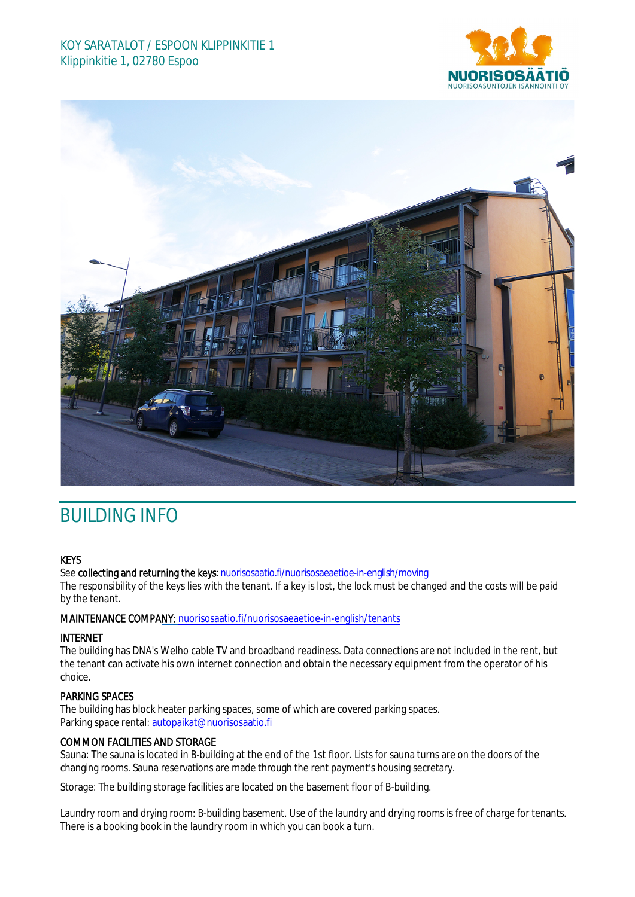KOY SARATALOT / ESPOON KLIPPINKITIE 1
Klippinkitie 1, 02780 Espoo

# BUILDING INFO

**KEYS**
See **collecting and returning the keys**: nuorisosaatio.fi/nuorisosaeaetioe-in-english/moving
The responsibility of the keys lies with the tenant. If a key is lost, the lock must be changed and the costs will be paid by the tenant.

**MAINTENANCE COMPANY:** nuorisosaatio.fi/nuorisosaeaetioe-in-english/tenants

**INTERNET**
The building has DNA's Welho cable TV and broadband readiness. Data connections are not included in the rent, but the tenant can activate his own internet connection and obtain the necessary equipment from the operator of his choice.

**PARKING SPACES**
The building has block heater parking spaces, some of which are covered parking spaces.
Parking space rental: autopaikat@nuorisosaatio.fi

**COMMON FACILITIES AND STORAGE**
Sauna: The sauna is located in B-building at the end of the 1st floor. Lists for sauna turns are on the doors of the changing rooms. Sauna reservations are made through the rent payment's housing secretary.

Storage: The building storage facilities are located on the basement floor of B-building.

Laundry room and drying room: B-building basement. Use of the laundry and drying rooms is free of charge for tenants. There is a booking book in the laundry room in which you can book a turn.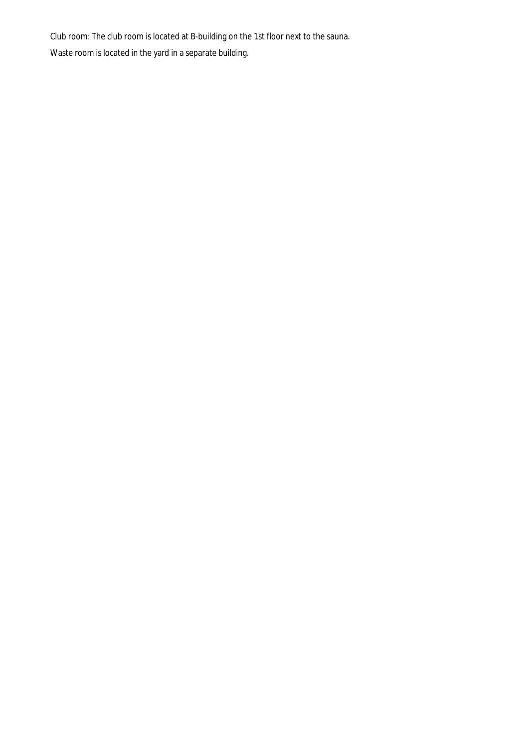Club room: The club room is located at B-building on the 1st floor next to the sauna.

Waste room is located in the yard in a separate building.